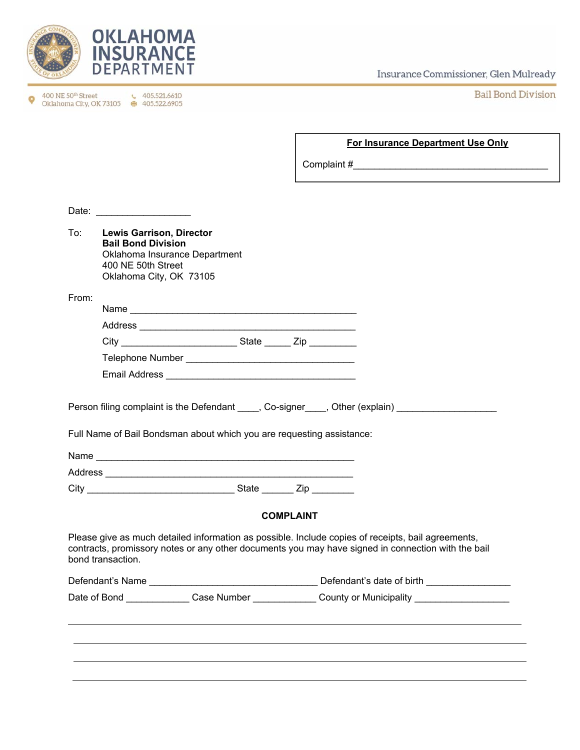# OKLAHOMA INSURANCE DEPARTMENT

Insurance Commissioner, Glen Mulready

400 NE 50th Street
Oklahoma City, OK 73105

405.521.6610
405.522.6905

Bail Bond Division

**For Insurance Department Use Only**

Complaint #_____________________________________

Date: __________________

To: **Lewis Garrison, Director**
**Bail Bond Division**
Oklahoma Insurance Department
400 NE 50th Street
Oklahoma City, OK 73105

From:

Name ___________________________________________

Address _________________________________________

City _____________________ State _____ Zip _________

Telephone Number _______________________________

Email Address ____________________________________

Person filing complaint is the Defendant ____, Co-signer____, Other (explain) __________________

Full Name of Bail Bondsman about which you are requesting assistance:

Name ___________________________________________________

Address _________________________________________________

City ___________________________ State ______ Zip ________

## COMPLAINT

Please give as much detailed information as possible. Include copies of receipts, bail agreements, contracts, promissory notes or any other documents you may have signed in connection with the bail bond transaction.

Defendant's Name ________________________________ Defendant's date of birth _______________

Date of Bond ____________ Case Number ____________ County or Municipality __________________

___________________________________________________________________________

___________________________________________________________________________

___________________________________________________________________________

___________________________________________________________________________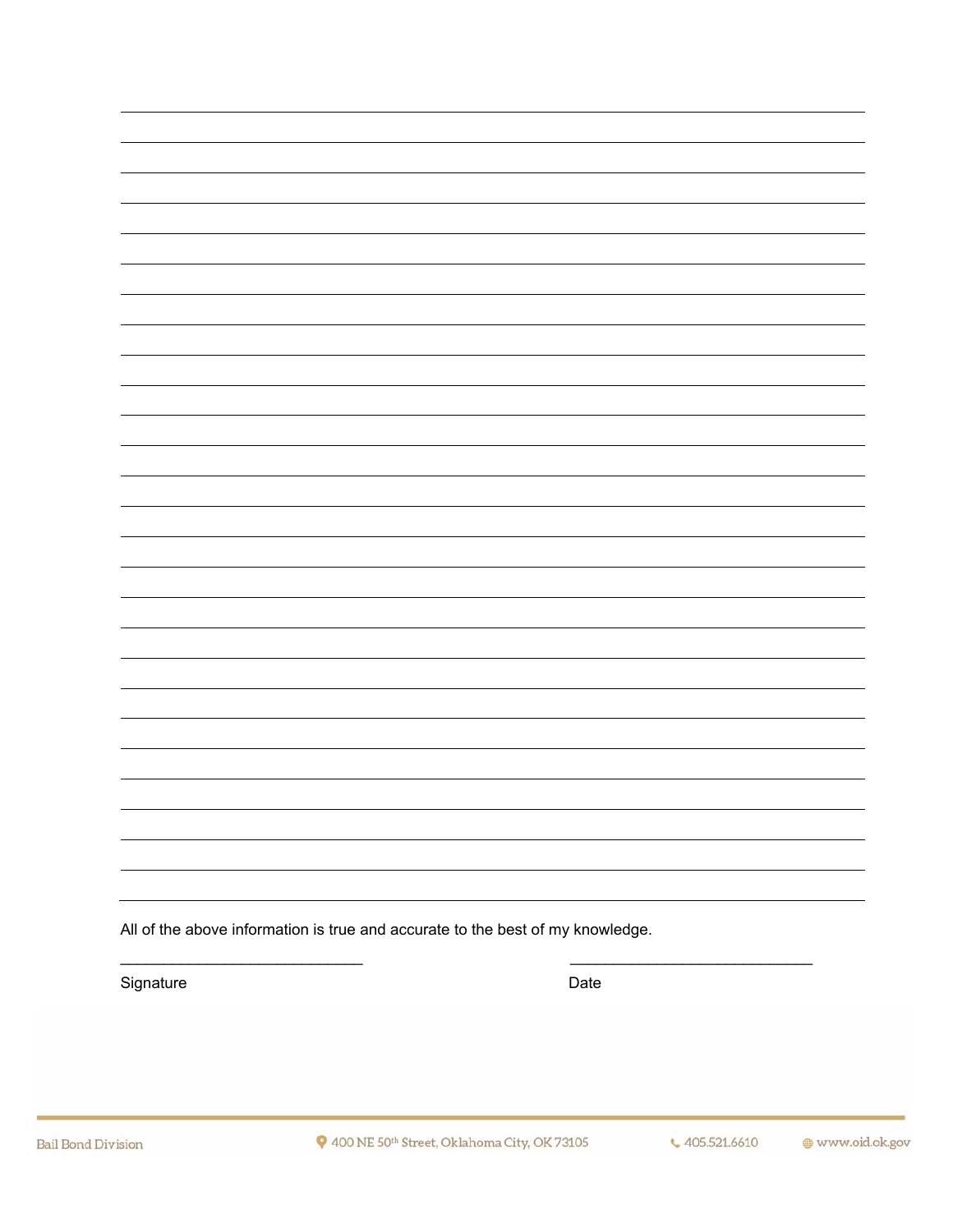All of the above information is true and accurate to the best of my knowledge.

\_\_\_\_\_\_\_\_\_\_\_\_\_\_\_\_\_\_\_\_\_\_\_\_\_\_\_\_
Signature

\_\_\_\_\_\_\_\_\_\_\_\_\_\_\_\_\_\_\_\_\_\_\_\_\_\_\_\_
Date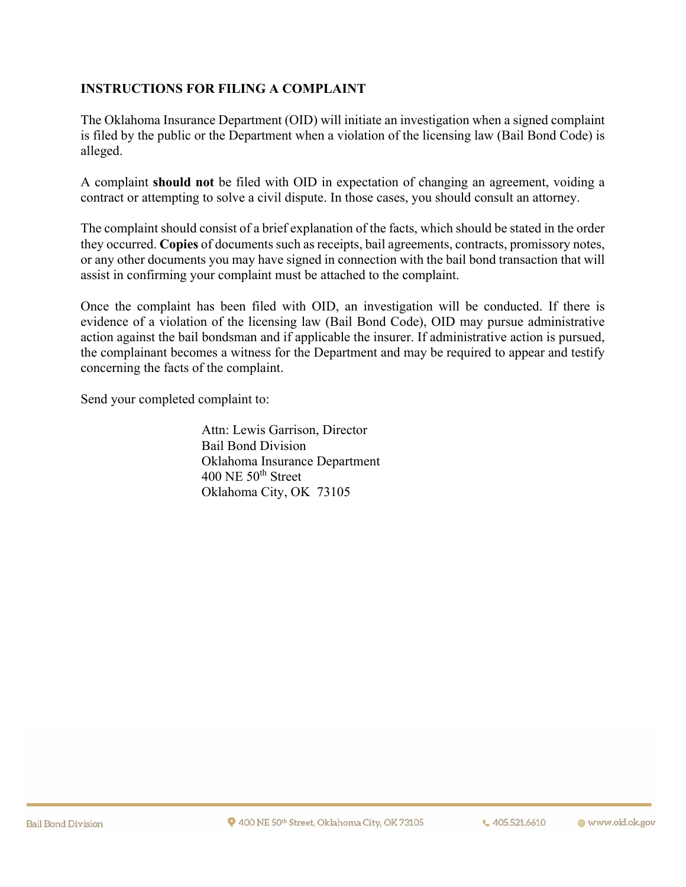**INSTRUCTIONS FOR FILING A COMPLAINT**

The Oklahoma Insurance Department (OID) will initiate an investigation when a signed complaint is filed by the public or the Department when a violation of the licensing law (Bail Bond Code) is alleged.

A complaint **should not** be filed with OID in expectation of changing an agreement, voiding a contract or attempting to solve a civil dispute. In those cases, you should consult an attorney.

The complaint should consist of a brief explanation of the facts, which should be stated in the order they occurred. **Copies** of documents such as receipts, bail agreements, contracts, promissory notes, or any other documents you may have signed in connection with the bail bond transaction that will assist in confirming your complaint must be attached to the complaint.

Once the complaint has been filed with OID, an investigation will be conducted. If there is evidence of a violation of the licensing law (Bail Bond Code), OID may pursue administrative action against the bail bondsman and if applicable the insurer. If administrative action is pursued, the complainant becomes a witness for the Department and may be required to appear and testify concerning the facts of the complaint.

Send your completed complaint to:

Attn: Lewis Garrison, Director
Bail Bond Division
Oklahoma Insurance Department
400 NE 50th Street
Oklahoma City, OK 73105